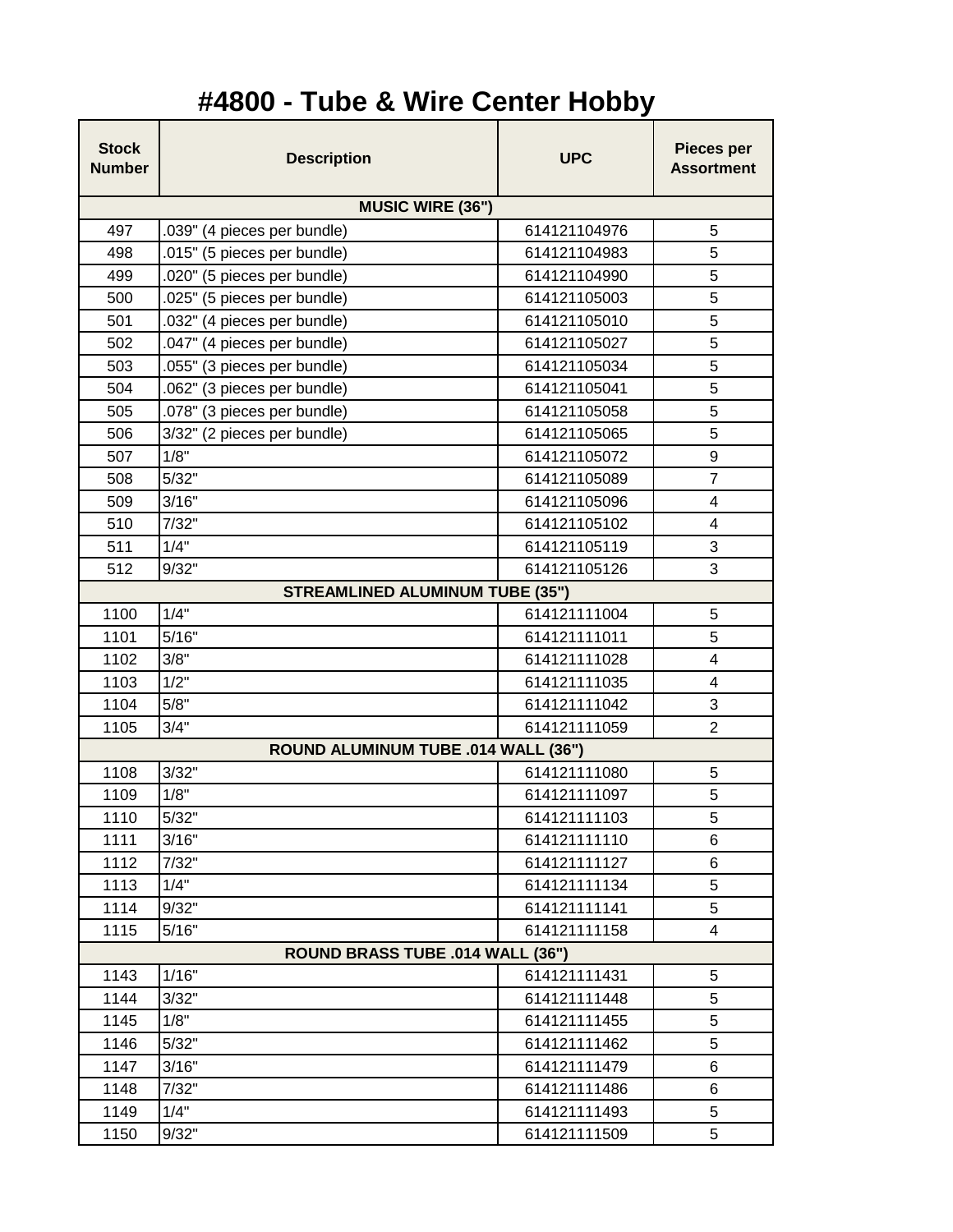# #4800 - Tube & Wire Center Hobby

| Stock Number | Description | UPC | Pieces per Assortment |
|---|---|---|---|
| **MUSIC WIRE (36")** | | | |
| 497 | .039" (4 pieces per bundle) | 614121104976 | 5 |
| 498 | .015" (5 pieces per bundle) | 614121104983 | 5 |
| 499 | .020" (5 pieces per bundle) | 614121104990 | 5 |
| 500 | .025" (5 pieces per bundle) | 614121105003 | 5 |
| 501 | .032" (4 pieces per bundle) | 614121105010 | 5 |
| 502 | .047" (4 pieces per bundle) | 614121105027 | 5 |
| 503 | .055" (3 pieces per bundle) | 614121105034 | 5 |
| 504 | .062" (3 pieces per bundle) | 614121105041 | 5 |
| 505 | .078" (3 pieces per bundle) | 614121105058 | 5 |
| 506 | 3/32" (2 pieces per bundle) | 614121105065 | 5 |
| 507 | 1/8" | 614121105072 | 9 |
| 508 | 5/32" | 614121105089 | 7 |
| 509 | 3/16" | 614121105096 | 4 |
| 510 | 7/32" | 614121105102 | 4 |
| 511 | 1/4" | 614121105119 | 3 |
| 512 | 9/32" | 614121105126 | 3 |
| **STREAMLINED ALUMINUM TUBE (35")** | | | |
| 1100 | 1/4" | 614121111004 | 5 |
| 1101 | 5/16" | 614121111011 | 5 |
| 1102 | 3/8" | 614121111028 | 4 |
| 1103 | 1/2" | 614121111035 | 4 |
| 1104 | 5/8" | 614121111042 | 3 |
| 1105 | 3/4" | 614121111059 | 2 |
| **ROUND ALUMINUM TUBE .014 WALL (36")** | | | |
| 1108 | 3/32" | 614121111080 | 5 |
| 1109 | 1/8" | 614121111097 | 5 |
| 1110 | 5/32" | 614121111103 | 5 |
| 1111 | 3/16" | 614121111110 | 6 |
| 1112 | 7/32" | 614121111127 | 6 |
| 1113 | 1/4" | 614121111134 | 5 |
| 1114 | 9/32" | 614121111141 | 5 |
| 1115 | 5/16" | 614121111158 | 4 |
| **ROUND BRASS TUBE .014 WALL (36")** | | | |
| 1143 | 1/16" | 614121111431 | 5 |
| 1144 | 3/32" | 614121111448 | 5 |
| 1145 | 1/8" | 614121111455 | 5 |
| 1146 | 5/32" | 614121111462 | 5 |
| 1147 | 3/16" | 614121111479 | 6 |
| 1148 | 7/32" | 614121111486 | 6 |
| 1149 | 1/4" | 614121111493 | 5 |
| 1150 | 9/32" | 614121111509 | 5 |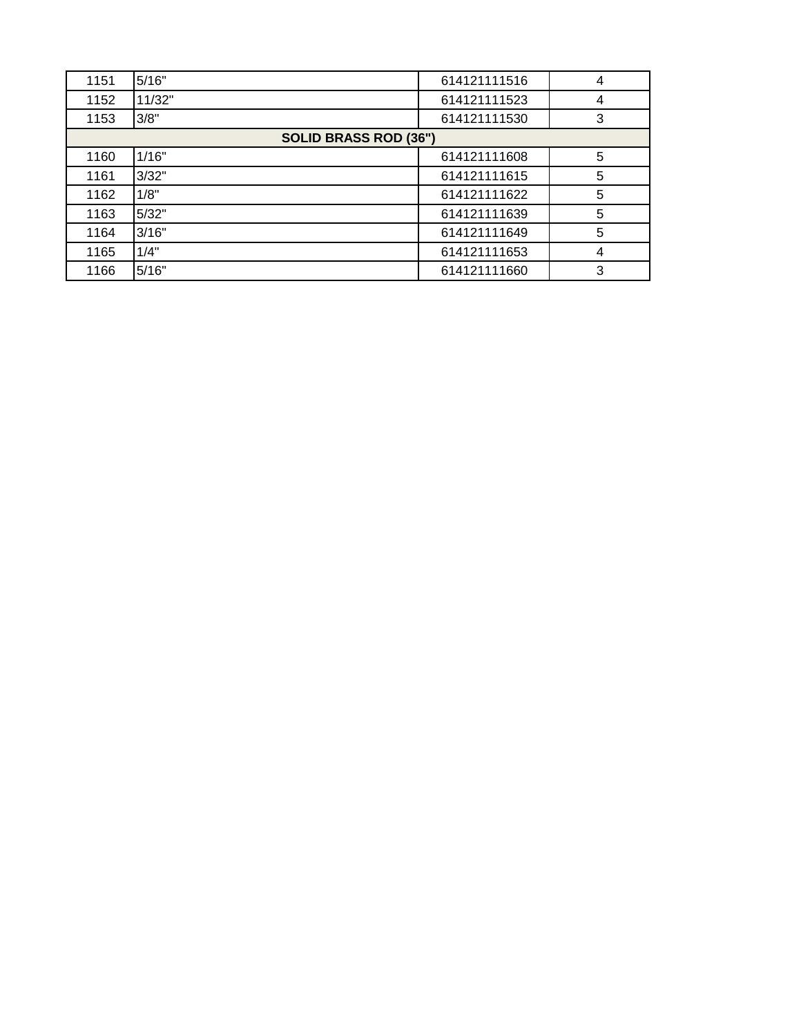| | | | |
|---|---|---|---|
| 1151 | 5/16" | 614121111516 | 4 |
| 1152 | 11/32" | 614121111523 | 4 |
| 1153 | 3/8" | 614121111530 | 3 |
| **SOLID BRASS ROD (36")** | | | |
| 1160 | 1/16" | 614121111608 | 5 |
| 1161 | 3/32" | 614121111615 | 5 |
| 1162 | 1/8" | 614121111622 | 5 |
| 1163 | 5/32" | 614121111639 | 5 |
| 1164 | 3/16" | 614121111649 | 5 |
| 1165 | 1/4" | 614121111653 | 4 |
| 1166 | 5/16" | 614121111660 | 3 |